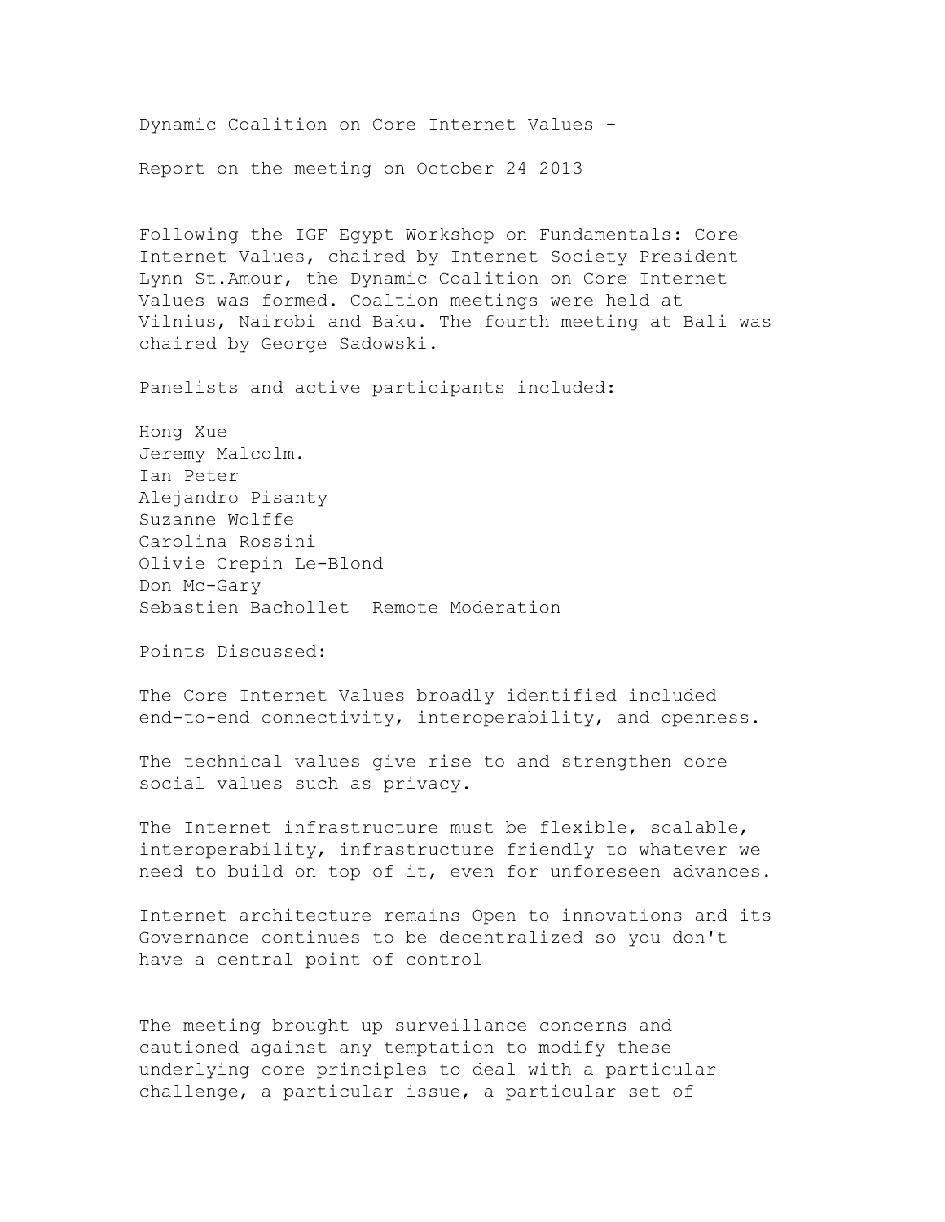Dynamic Coalition on Core Internet Values -

Report on the meeting on October 24 2013

Following the IGF Egypt Workshop on Fundamentals: Core Internet Values, chaired by Internet Society President Lynn St.Amour, the Dynamic Coalition on Core Internet Values was formed. Coaltion meetings were held at Vilnius, Nairobi and Baku. The fourth meeting at Bali was chaired by George Sadowski.

Panelists and active participants included:

Hong Xue
Jeremy Malcolm.
Ian Peter
Alejandro Pisanty
Suzanne Wolffe
Carolina Rossini
Olivie Crepin Le-Blond
Don Mc-Gary
Sebastien Bachollet Remote Moderation

Points Discussed:

The Core Internet Values broadly identified included end-to-end connectivity, interoperability, and openness.

The technical values give rise to and strengthen core social values such as privacy.

The Internet infrastructure must be flexible, scalable, interoperability, infrastructure friendly to whatever we need to build on top of it, even for unforeseen advances.

Internet architecture remains Open to innovations and its Governance continues to be decentralized so you don't have a central point of control

The meeting brought up surveillance concerns and cautioned against any temptation to modify these underlying core principles to deal with a particular challenge, a particular issue, a particular set of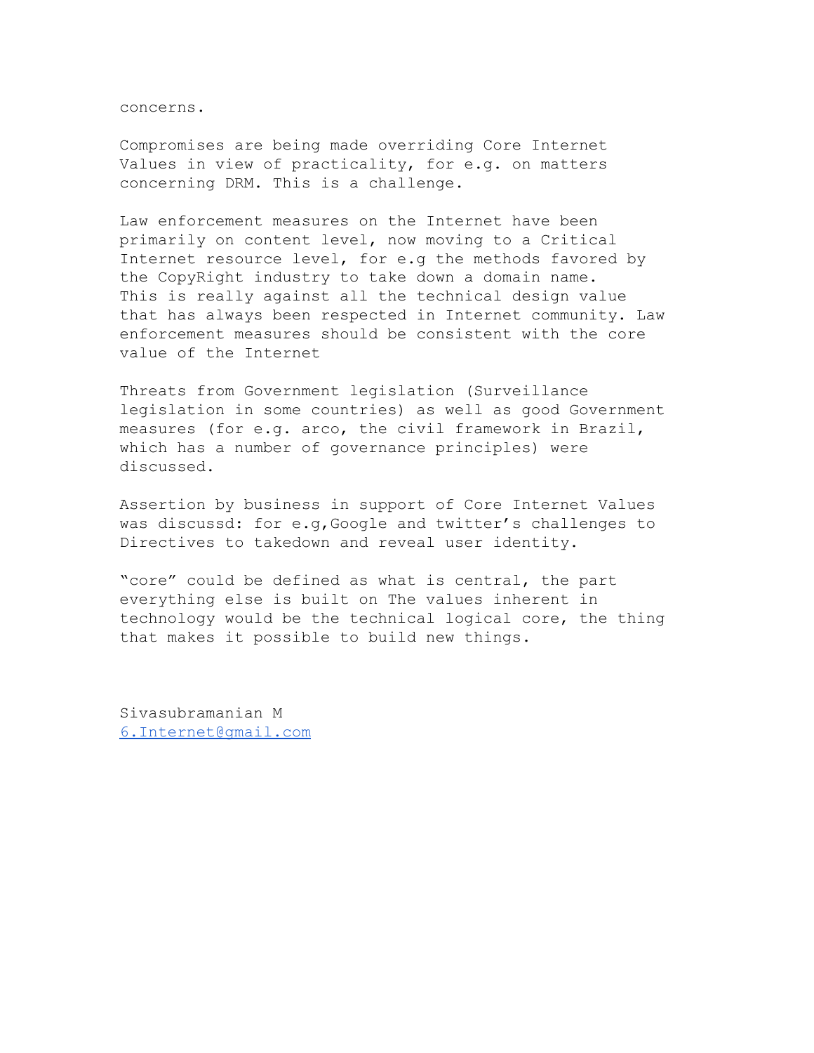concerns.

Compromises are being made overriding Core Internet Values in view of practicality, for e.g. on matters concerning DRM. This is a challenge.

Law enforcement measures on the Internet have been primarily on content level, now moving to a Critical Internet resource level, for e.g the methods favored by the CopyRight industry to take down a domain name. This is really against all the technical design value that has always been respected in Internet community. Law enforcement measures should be consistent with the core value of the Internet

Threats from Government legislation (Surveillance legislation in some countries) as well as good Government measures (for e.g. arco, the civil framework in Brazil, which has a number of governance principles) were discussed.

Assertion by business in support of Core Internet Values was discussd: for e.g,Google and twitter's challenges to Directives to takedown and reveal user identity.

"core" could be defined as what is central, the part everything else is built on The values inherent in technology would be the technical logical core, the thing that makes it possible to build new things.

Sivasubramanian M
6.Internet@gmail.com